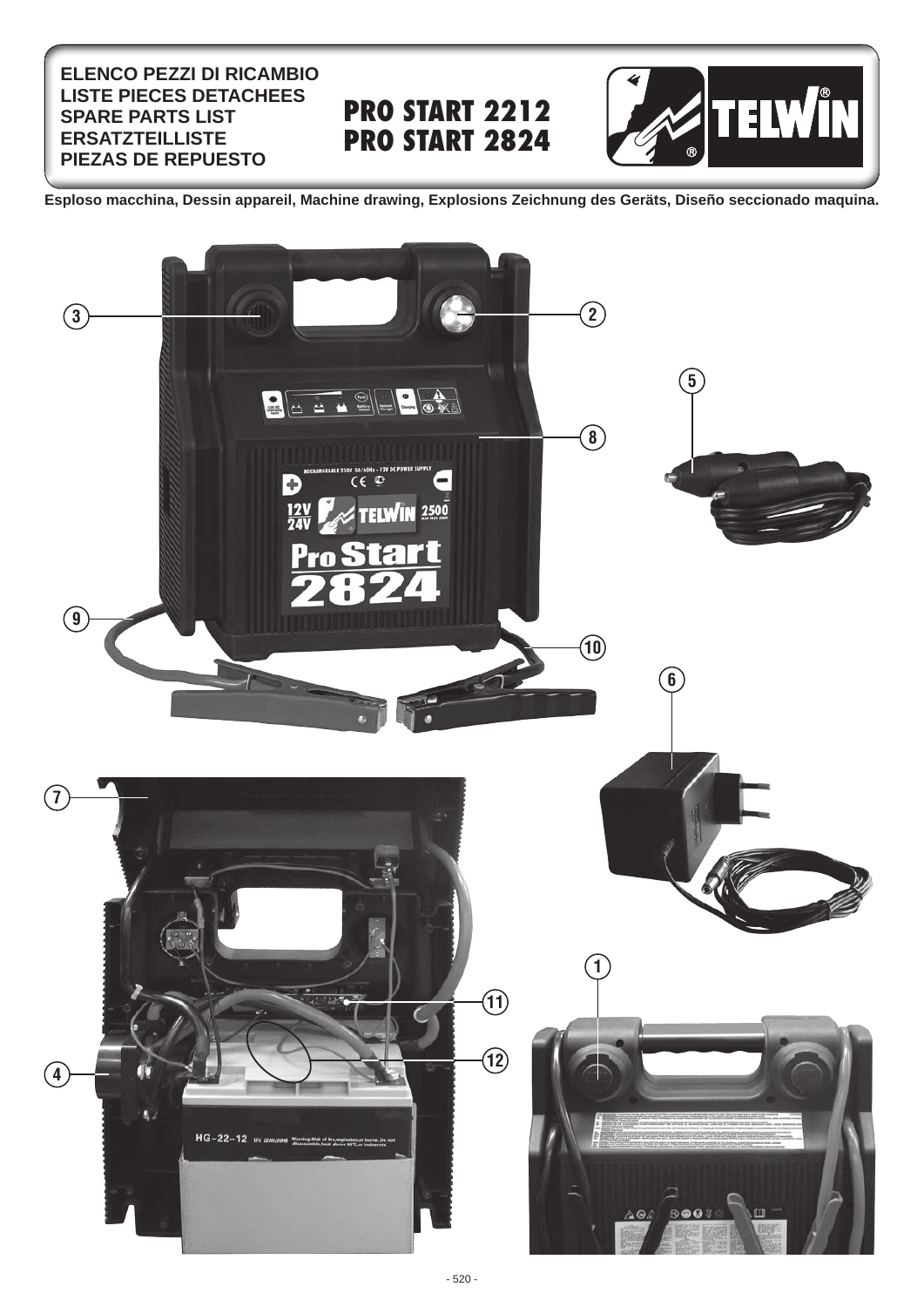**ELENCO PEZZI DI RICAMBIO**
**LISTE PIECES DETACHEES**
**SPARE PARTS LIST**
**ERSATZTEILLISTE**
**PIEZAS DE REPUESTO**

# PRO START 2212
# PRO START 2824

TELWIN®

**Esploso macchina, Dessin appareil, Machine drawing, Explosions Zeichnung des Geräts, Diseño seccionado maquina.**

3
2
5
8
9
10
6
7
1
11
12
4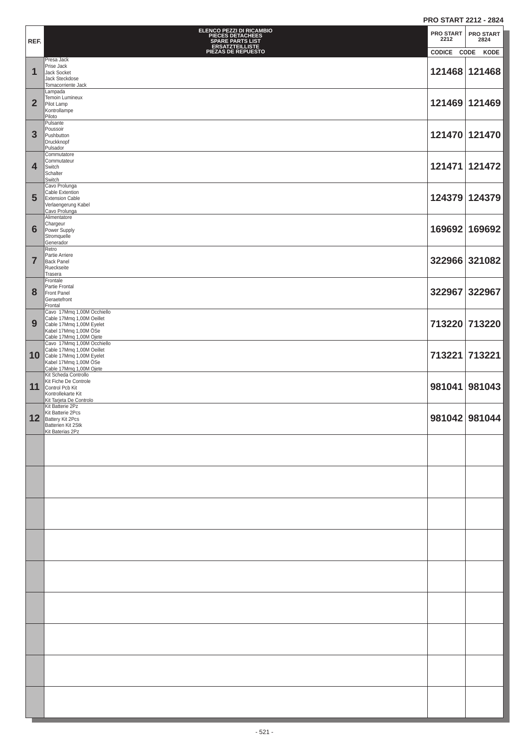| REF. | ELENCO PEZZI DI RICAMBIO<br>PIECES DETACHEES<br>SPARE PARTS LIST<br>ERSATZTEILLISTE<br>PIEZAS DE REPUESTO | PRO START 2212 | PRO START 2824 |
|---|---|---|---|
| | | CODICE CODE | KODE |
| 1 | Presa Jack<br>Prise Jack<br>Jack Socket<br>Jack Steckdose<br>Tomacorriente Jack | 121468 | 121468 |
| 2 | Lampada<br>Temoin Lumineux<br>Pilot Lamp<br>Kontrollampe<br>Piloto | 121469 | 121469 |
| 3 | Pulsante<br>Poussoir<br>Pushbutton<br>Druckknopf<br>Pulsador | 121470 | 121470 |
| 4 | Commutatore<br>Commutateur<br>Switch<br>Schalter<br>Switch | 121471 | 121472 |
| 5 | Cavo Prolunga<br>Cable Extention<br>Extension Cable<br>Verlaengerung Kabel<br>Cavo Prolunga | 124379 | 124379 |
| 6 | Alimentatore<br>Chargeur<br>Power Supply<br>Stromquelle<br>Generador | 169692 | 169692 |
| 7 | Retro<br>Partie Arriere<br>Back Panel<br>Rueckseite<br>Trasera | 322966 | 321082 |
| 8 | Frontale<br>Partie Frontal<br>Front Panel<br>Geraetefront<br>Frontal | 322967 | 322967 |
| 9 | Cavo 17Mmq 1,00M Occhiello<br>Cable 17Mmq 1,00M Oeillet<br>Cable 17Mmq 1,00M Eyelet<br>Kabel 17Mmq 1,00M ÖSe<br>Cable 17Mmq 1,00M Ojete | 713220 | 713220 |
| 10 | Cavo 17Mmq 1,00M Occhiello<br>Cable 17Mmq 1,00M Oeillet<br>Cable 17Mmq 1,00M Eyelet<br>Kabel 17Mmq 1,00M ÖSe<br>Cable 17Mmq 1,00M Ojete | 713221 | 713221 |
| 11 | Kit Scheda Controllo<br>Kit Fiche De Controle<br>Control Pcb Kit<br>Kontrollekarte Kit<br>Kit Tarjeta De Controlo | 981041 | 981043 |
| 12 | Kit Batterie 2Pz<br>Kit Batterie 2Pcs<br>Battery Kit 2Pcs<br>Batterien Kit 2Stk<br>Kit Baterias 2Pz | 981042 | 981044 |